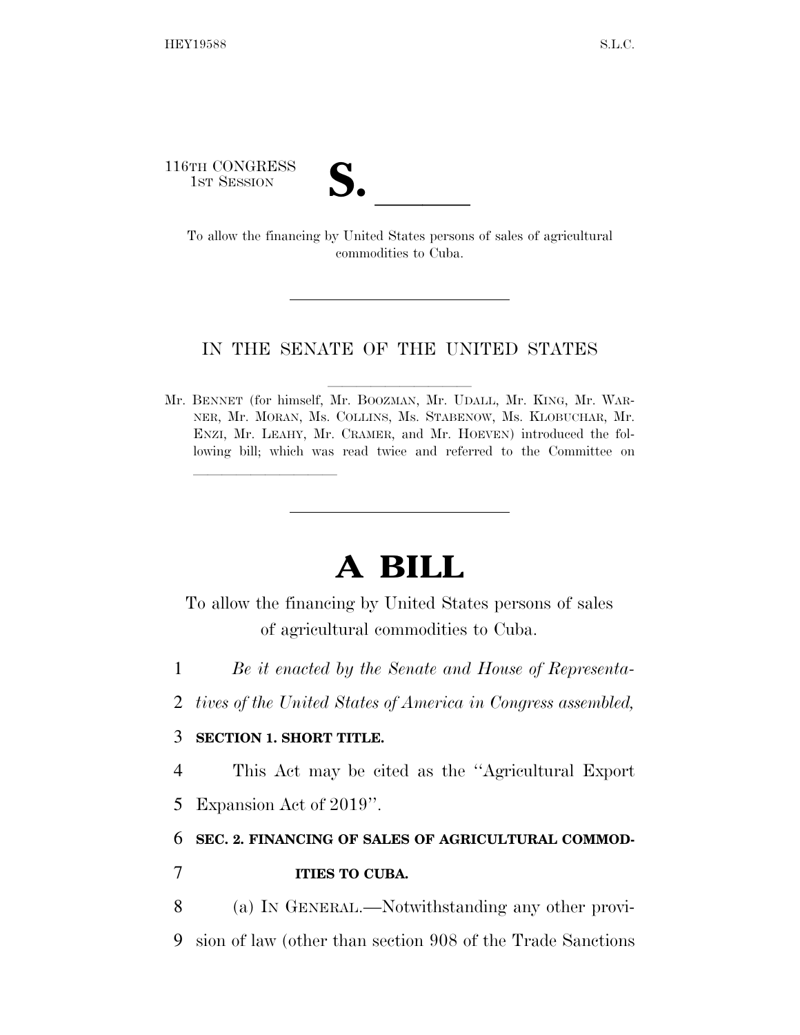116TH CONGRESS
1ST SESSION

# S. \_\_\_\_\_\_

To allow the financing by United States persons of sales of agricultural commodities to Cuba.

IN THE SENATE OF THE UNITED STATES

Mr. BENNET (for himself, Mr. BOOZMAN, Mr. UDALL, Mr. KING, Mr. WARNER, Mr. MORAN, Ms. COLLINS, Ms. STABENOW, Ms. KLOBUCHAR, Mr. ENZI, Mr. LEAHY, Mr. CRAMER, and Mr. HOEVEN) introduced the following bill; which was read twice and referred to the Committee on \_\_\_\_\_\_\_\_\_\_

# A BILL

To allow the financing by United States persons of sales of agricultural commodities to Cuba.

1 *Be it enacted by the Senate and House of Representa-*
2 *tives of the United States of America in Congress assembled,*

3 **SECTION 1. SHORT TITLE.**

4 This Act may be cited as the "Agricultural Export
5 Expansion Act of 2019".

6 **SEC. 2. FINANCING OF SALES OF AGRICULTURAL COMMOD-**
7 **ITIES TO CUBA.**

8 (a) IN GENERAL.—Notwithstanding any other provi-
9 sion of law (other than section 908 of the Trade Sanctions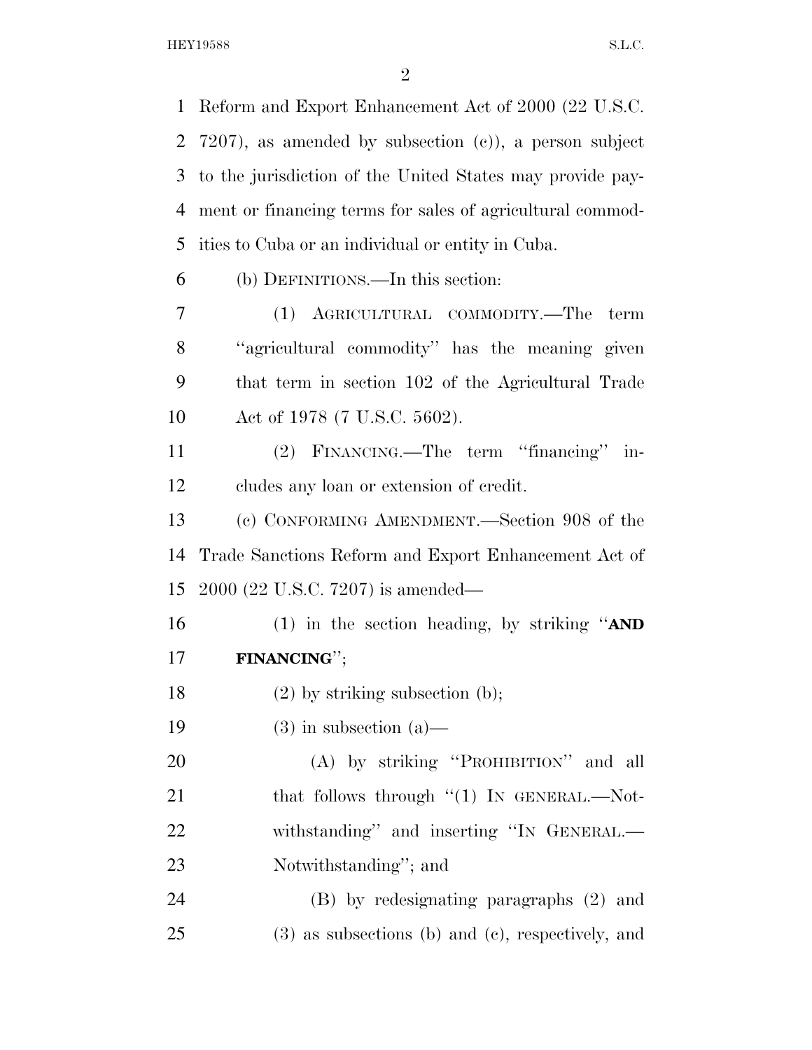Reform and Export Enhancement Act of 2000 (22 U.S.C. 7207), as amended by subsection (c)), a person subject to the jurisdiction of the United States may provide payment or financing terms for sales of agricultural commodities to Cuba or an individual or entity in Cuba.

(b) DEFINITIONS.—In this section:

(1) AGRICULTURAL COMMODITY.—The term ''agricultural commodity'' has the meaning given that term in section 102 of the Agricultural Trade Act of 1978 (7 U.S.C. 5602).

(2) FINANCING.—The term ''financing'' includes any loan or extension of credit.

(c) CONFORMING AMENDMENT.—Section 908 of the Trade Sanctions Reform and Export Enhancement Act of 2000 (22 U.S.C. 7207) is amended—

(1) in the section heading, by striking ''**AND FINANCING**'';

(2) by striking subsection (b);

(3) in subsection (a)—

(A) by striking ''PROHIBITION'' and all that follows through ''(1) IN GENERAL.—Notwithstanding'' and inserting ''IN GENERAL.—Notwithstanding''; and

(B) by redesignating paragraphs (2) and (3) as subsections (b) and (c), respectively, and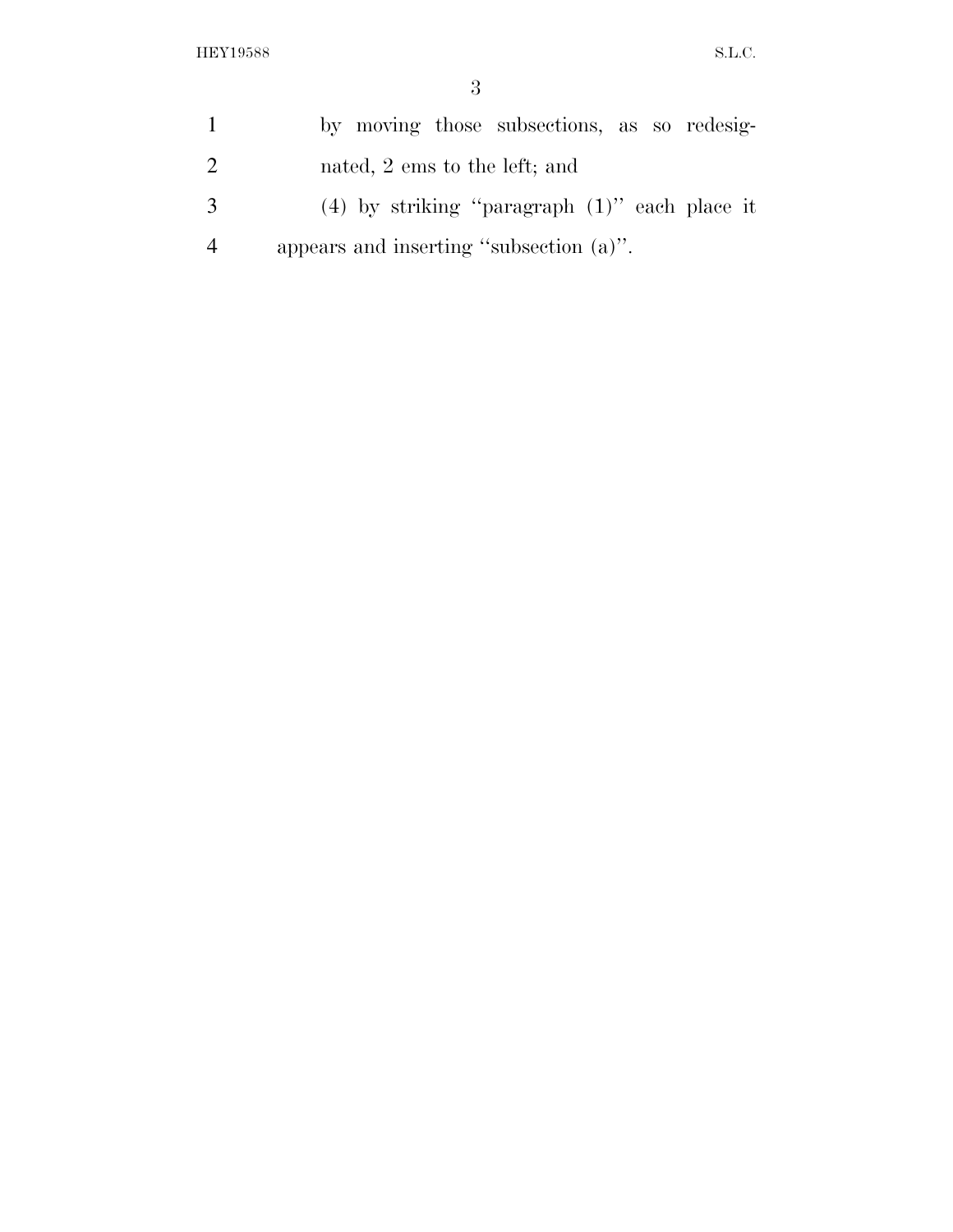by moving those subsections, as so redesignated, 2 ems to the left; and

(4) by striking ''paragraph (1)'' each place it appears and inserting ''subsection (a)''.